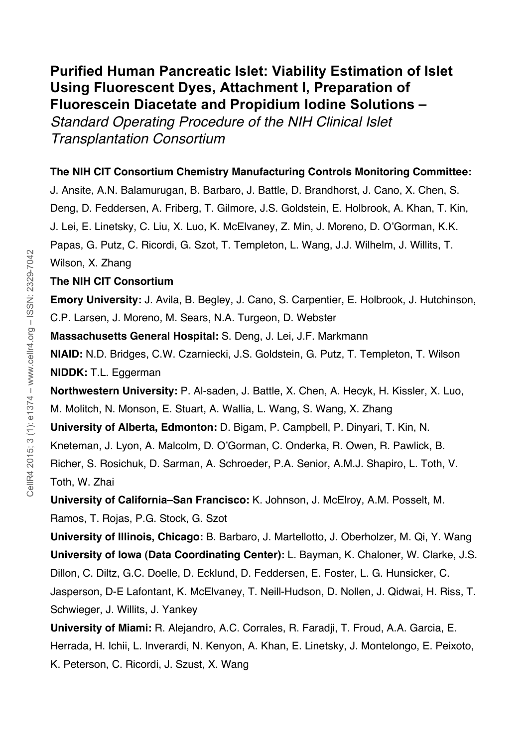# Purified Human Pancreatic Islet: Viability Estimation of Islet Using Fluorescent Dyes, Attachment I, Preparation of Fluorescein Diacetate and Propidium Iodine Solutions – *Standard Operating Procedure of the NIH Clinical Islet Transplantation Consortium*

**The NIH CIT Consortium Chemistry Manufacturing Controls Monitoring Committee:** J. Ansite, A.N. Balamurugan, B. Barbaro, J. Battle, D. Brandhorst, J. Cano, X. Chen, S. Deng, D. Feddersen, A. Friberg, T. Gilmore, J.S. Goldstein, E. Holbrook, A. Khan, T. Kin, J. Lei, E. Linetsky, C. Liu, X. Luo, K. McElvaney, Z. Min, J. Moreno, D. O'Gorman, K.K. Papas, G. Putz, C. Ricordi, G. Szot, T. Templeton, L. Wang, J.J. Wilhelm, J. Willits, T. Wilson, X. Zhang

**The NIH CIT Consortium**

**Emory University:** J. Avila, B. Begley, J. Cano, S. Carpentier, E. Holbrook, J. Hutchinson, C.P. Larsen, J. Moreno, M. Sears, N.A. Turgeon, D. Webster

**Massachusetts General Hospital:** S. Deng, J. Lei, J.F. Markmann

**NIAID:** N.D. Bridges, C.W. Czarniecki, J.S. Goldstein, G. Putz, T. Templeton, T. Wilson

**NIDDK:** T.L. Eggerman

**Northwestern University:** P. Al-saden, J. Battle, X. Chen, A. Hecyk, H. Kissler, X. Luo, M. Molitch, N. Monson, E. Stuart, A. Wallia, L. Wang, S. Wang, X. Zhang

**University of Alberta, Edmonton:** D. Bigam, P. Campbell, P. Dinyari, T. Kin, N. Kneteman, J. Lyon, A. Malcolm, D. O'Gorman, C. Onderka, R. Owen, R. Pawlick, B. Richer, S. Rosichuk, D. Sarman, A. Schroeder, P.A. Senior, A.M.J. Shapiro, L. Toth, V. Toth, W. Zhai

**University of California–San Francisco:** K. Johnson, J. McElroy, A.M. Posselt, M. Ramos, T. Rojas, P.G. Stock, G. Szot

**University of Illinois, Chicago:** B. Barbaro, J. Martellotto, J. Oberholzer, M. Qi, Y. Wang

**University of Iowa (Data Coordinating Center):** L. Bayman, K. Chaloner, W. Clarke, J.S. Dillon, C. Diltz, G.C. Doelle, D. Ecklund, D. Feddersen, E. Foster, L. G. Hunsicker, C. Jasperson, D-E Lafontant, K. McElvaney, T. Neill-Hudson, D. Nollen, J. Qidwai, H. Riss, T. Schwieger, J. Willits, J. Yankey

**University of Miami:** R. Alejandro, A.C. Corrales, R. Faradji, T. Froud, A.A. Garcia, E. Herrada, H. Ichii, L. Inverardi, N. Kenyon, A. Khan, E. Linetsky, J. Montelongo, E. Peixoto, K. Peterson, C. Ricordi, J. Szust, X. Wang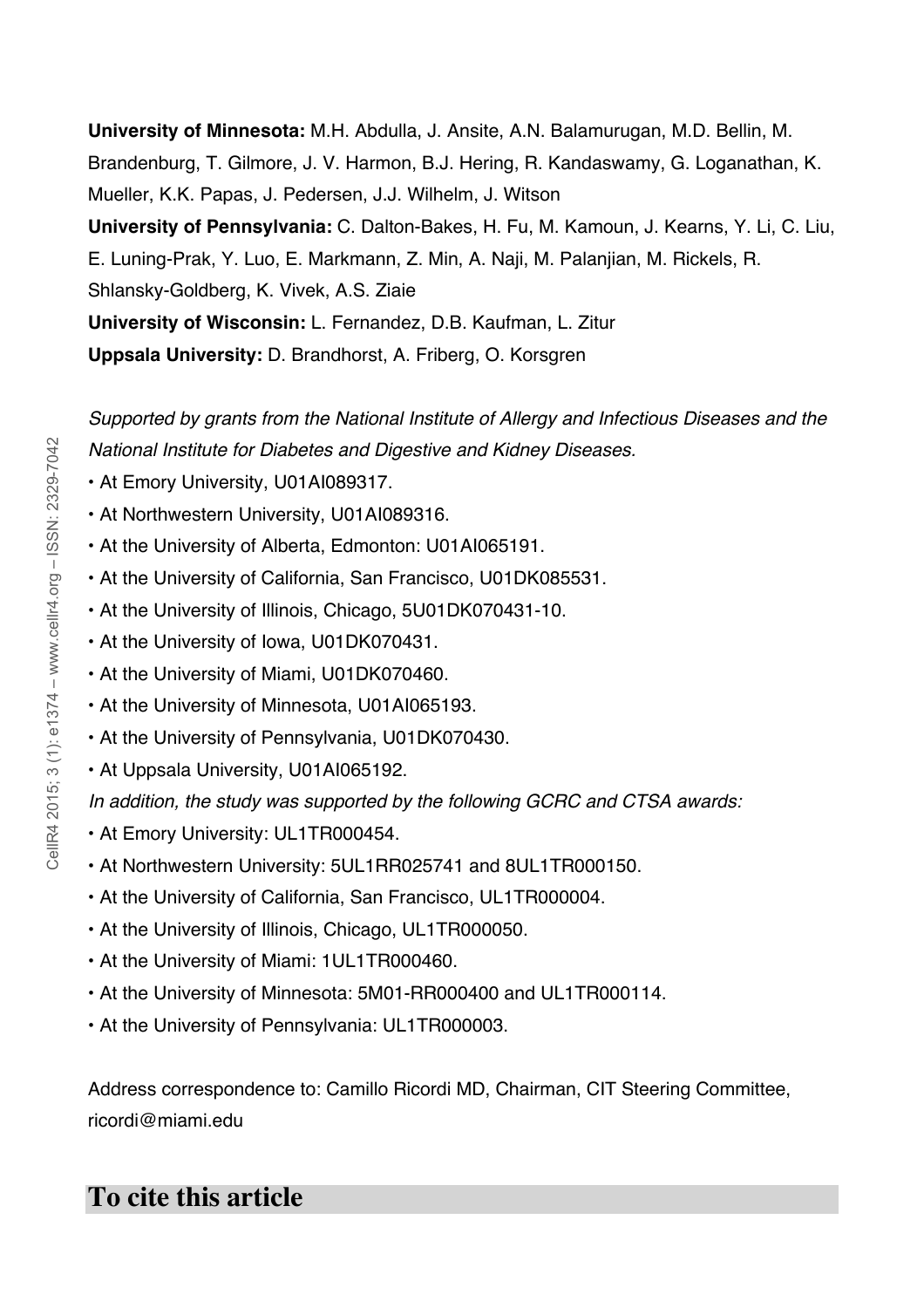**University of Minnesota:** M.H. Abdulla, J. Ansite, A.N. Balamurugan, M.D. Bellin, M. Brandenburg, T. Gilmore, J. V. Harmon, B.J. Hering, R. Kandaswamy, G. Loganathan, K. Mueller, K.K. Papas, J. Pedersen, J.J. Wilhelm, J. Witson

**University of Pennsylvania:** C. Dalton-Bakes, H. Fu, M. Kamoun, J. Kearns, Y. Li, C. Liu, E. Luning-Prak, Y. Luo, E. Markmann, Z. Min, A. Naji, M. Palanjian, M. Rickels, R. Shlansky-Goldberg, K. Vivek, A.S. Ziaie

**University of Wisconsin:** L. Fernandez, D.B. Kaufman, L. Zitur

**Uppsala University:** D. Brandhorst, A. Friberg, O. Korsgren

*Supported by grants from the National Institute of Allergy and Infectious Diseases and the National Institute for Diabetes and Digestive and Kidney Diseases.*

- At Emory University, U01AI089317.
- At Northwestern University, U01AI089316.
- At the University of Alberta, Edmonton: U01AI065191.
- At the University of California, San Francisco, U01DK085531.
- At the University of Illinois, Chicago, 5U01DK070431-10.
- At the University of Iowa, U01DK070431.
- At the University of Miami, U01DK070460.
- At the University of Minnesota, U01AI065193.
- At the University of Pennsylvania, U01DK070430.
- At Uppsala University, U01AI065192.

*In addition, the study was supported by the following GCRC and CTSA awards:*

- At Emory University: UL1TR000454.
- At Northwestern University: 5UL1RR025741 and 8UL1TR000150.
- At the University of California, San Francisco, UL1TR000004.
- At the University of Illinois, Chicago, UL1TR000050.
- At the University of Miami: 1UL1TR000460.
- At the University of Minnesota: 5M01-RR000400 and UL1TR000114.
- At the University of Pennsylvania: UL1TR000003.

Address correspondence to: Camillo Ricordi MD, Chairman, CIT Steering Committee, ricordi@miami.edu

## To cite this article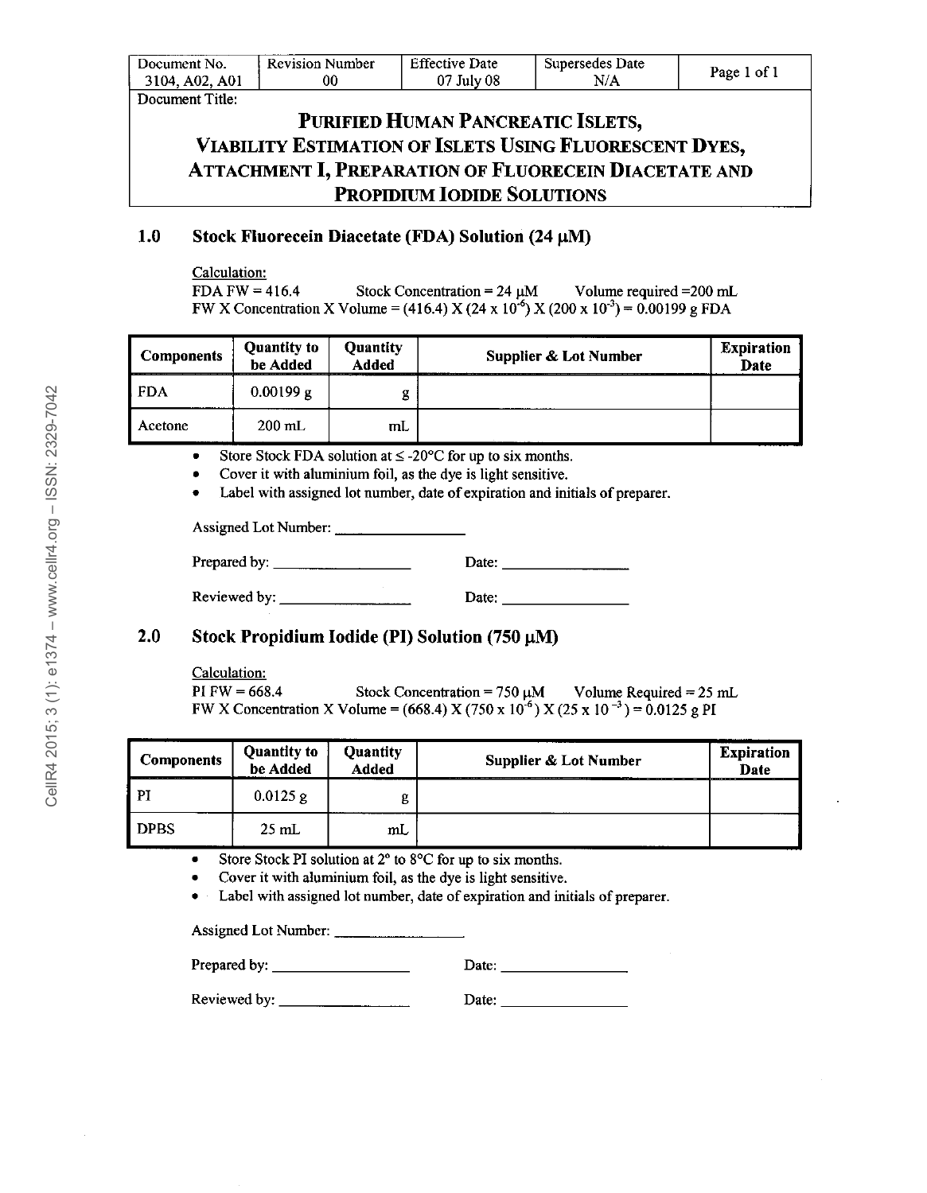| Document No. | Revision Number | Effective Date | Supersedes Date | Page 1 of 1 |
|---|---|---|---|---|
| 3104, A02, A01 | 00 | 07 July 08 | N/A | |

Document Title:

**PURIFIED HUMAN PANCREATIC ISLETS, VIABILITY ESTIMATION OF ISLETS USING FLUORESCENT DYES, ATTACHMENT I, PREPARATION OF FLUORECEIN DIACETATE AND PROPIDIUM IODIDE SOLUTIONS**

## 1.0 Stock Fluorecein Diacetate (FDA) Solution (24 μM)

Calculation:

FDA FW = 416.4 Stock Concentration = 24 μM Volume required =200 mL

FW X Concentration X Volume = (416.4) X ($24 \times 10^{-6}$) X ($200 \times 10^{-3}$) = 0.00199 g FDA

| Components | Quantity to be Added | Quantity Added | Supplier & Lot Number | Expiration Date |
|---|---|---|---|---|
| FDA | 0.00199 g | g | | |
| Acetone | 200 mL | mL | | |

- Store Stock FDA solution at ≤ -20°C for up to six months.
- Cover it with aluminium foil, as the dye is light sensitive.
- Label with assigned lot number, date of expiration and initials of preparer.

Assigned Lot Number: ________________

Prepared by: ________________ Date: ________________

Reviewed by: ________________ Date: ________________

## 2.0 Stock Propidium Iodide (PI) Solution (750 μM)

Calculation:

PI FW = 668.4 Stock Concentration = 750 μM Volume Required = 25 mL

FW X Concentration X Volume = (668.4) X ($750 \times 10^{-6}$) X ($25 \times 10^{-3}$) = 0.0125 g PI

| Components | Quantity to be Added | Quantity Added | Supplier & Lot Number | Expiration Date |
|---|---|---|---|---|
| PI | 0.0125 g | g | | |
| DPBS | 25 mL | mL | | |

- Store Stock PI solution at 2° to 8°C for up to six months.
- Cover it with aluminium foil, as the dye is light sensitive.
- Label with assigned lot number, date of expiration and initials of preparer.

Assigned Lot Number: ________________

Prepared by: ________________ Date: ________________

Reviewed by: ________________ Date: ________________